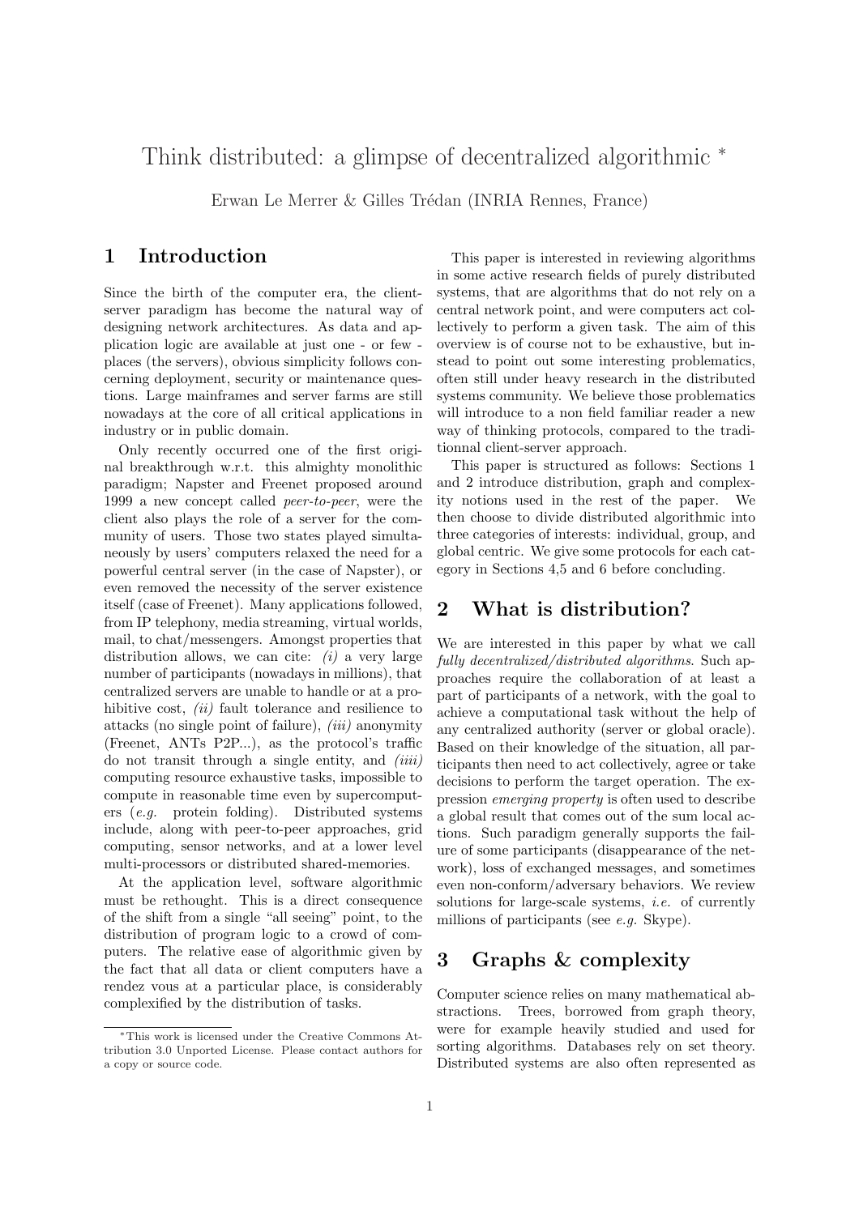# Think distributed: a glimpse of decentralized algorithmic [*]

Erwan Le Merrer & Gilles Trédan (INRIA Rennes, France)

## 1 Introduction

Since the birth of the computer era, the client-server paradigm has become the natural way of designing network architectures. As data and application logic are available at just one - or few - places (the servers), obvious simplicity follows concerning deployment, security or maintenance questions. Large mainframes and server farms are still nowadays at the core of all critical applications in industry or in public domain.

Only recently occurred one of the first original breakthrough w.r.t. this almighty monolithic paradigm; Napster and Freenet proposed around 1999 a new concept called *peer-to-peer*, were the client also plays the role of a server for the community of users. Those two states played simultaneously by users' computers relaxed the need for a powerful central server (in the case of Napster), or even removed the necessity of the server existence itself (case of Freenet). Many applications followed, from IP telephony, media streaming, virtual worlds, mail, to chat/messengers. Amongst properties that distribution allows, we can cite: *(i)* a very large number of participants (nowadays in millions), that centralized servers are unable to handle or at a prohibitive cost, *(ii)* fault tolerance and resilience to attacks (no single point of failure), *(iii)* anonymity (Freenet, ANTs P2P...), as the protocol's traffic do not transit through a single entity, and *(iiii)* computing resource exhaustive tasks, impossible to compute in reasonable time even by supercomputers (*e.g.* protein folding). Distributed systems include, along with peer-to-peer approaches, grid computing, sensor networks, and at a lower level multi-processors or distributed shared-memories.

At the application level, software algorithmic must be rethought. This is a direct consequence of the shift from a single "all seeing" point, to the distribution of program logic to a crowd of computers. The relative ease of algorithmic given by the fact that all data or client computers have a rendez vous at a particular place, is considerably complexified by the distribution of tasks.

This paper is interested in reviewing algorithms in some active research fields of purely distributed systems, that are algorithms that do not rely on a central network point, and were computers act collectively to perform a given task. The aim of this overview is of course not to be exhaustive, but instead to point out some interesting problematics, often still under heavy research in the distributed systems community. We believe those problematics will introduce to a non field familiar reader a new way of thinking protocols, compared to the traditionnal client-server approach.

This paper is structured as follows: Sections 1 and 2 introduce distribution, graph and complexity notions used in the rest of the paper. We then choose to divide distributed algorithmic into three categories of interests: individual, group, and global centric. We give some protocols for each category in Sections 4,5 and 6 before concluding.

## 2 What is distribution?

We are interested in this paper by what we call *fully decentralized/distributed algorithms*. Such approaches require the collaboration of at least a part of participants of a network, with the goal to achieve a computational task without the help of any centralized authority (server or global oracle). Based on their knowledge of the situation, all participants then need to act collectively, agree or take decisions to perform the target operation. The expression *emerging property* is often used to describe a global result that comes out of the sum local actions. Such paradigm generally supports the failure of some participants (disappearance of the network), loss of exchanged messages, and sometimes even non-conform/adversary behaviors. We review solutions for large-scale systems, *i.e.* of currently millions of participants (see *e.g.* Skype).

## 3 Graphs & complexity

Computer science relies on many mathematical abstractions. Trees, borrowed from graph theory, were for example heavily studied and used for sorting algorithms. Databases rely on set theory. Distributed systems are also often represented as

[*] This work is licensed under the Creative Commons Attribution 3.0 Unported License. Please contact authors for a copy or source code.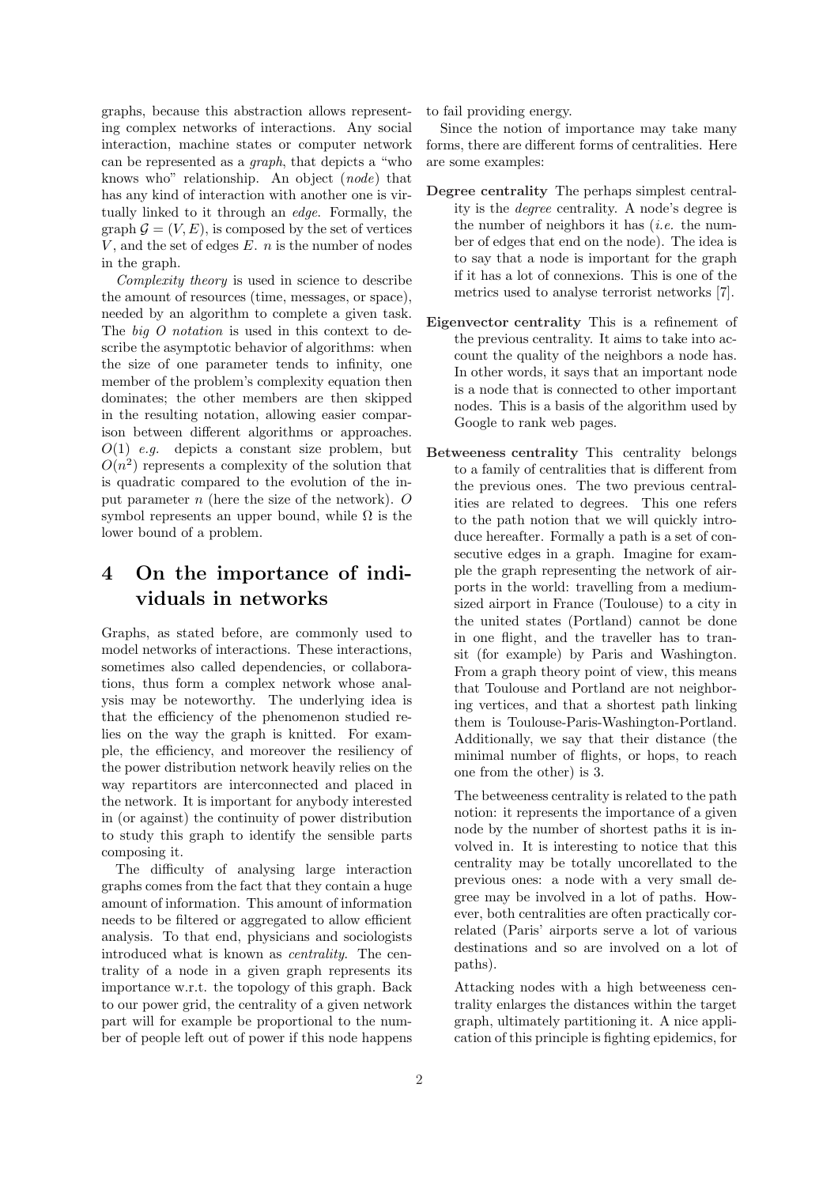graphs, because this abstraction allows representing complex networks of interactions. Any social interaction, machine states or computer network can be represented as a *graph*, that depicts a "who knows who" relationship. An object (*node*) that has any kind of interaction with another one is virtually linked to it through an *edge*. Formally, the graph $\mathcal{G} = (V, E)$, is composed by the set of vertices $V$, and the set of edges $E$. $n$ is the number of nodes in the graph.

*Complexity theory* is used in science to describe the amount of resources (time, messages, or space), needed by an algorithm to complete a given task. The *big O notation* is used in this context to describe the asymptotic behavior of algorithms: when the size of one parameter tends to infinity, one member of the problem's complexity equation then dominates; the other members are then skipped in the resulting notation, allowing easier comparison between different algorithms or approaches. $O(1)$ *e.g.* depicts a constant size problem, but $O(n^2)$ represents a complexity of the solution that is quadratic compared to the evolution of the input parameter $n$ (here the size of the network). $O$ symbol represents an upper bound, while $\Omega$ is the lower bound of a problem.

# 4 On the importance of individuals in networks

Graphs, as stated before, are commonly used to model networks of interactions. These interactions, sometimes also called dependencies, or collaborations, thus form a complex network whose analysis may be noteworthy. The underlying idea is that the efficiency of the phenomenon studied relies on the way the graph is knitted. For example, the efficiency, and moreover the resiliency of the power distribution network heavily relies on the way repartitors are interconnected and placed in the network. It is important for anybody interested in (or against) the continuity of power distribution to study this graph to identify the sensible parts composing it.

The difficulty of analysing large interaction graphs comes from the fact that they contain a huge amount of information. This amount of information needs to be filtered or aggregated to allow efficient analysis. To that end, physicians and sociologists introduced what is known as *centrality*. The centrality of a node in a given graph represents its importance w.r.t. the topology of this graph. Back to our power grid, the centrality of a given network part will for example be proportional to the number of people left out of power if this node happens to fail providing energy.

Since the notion of importance may take many forms, there are different forms of centralities. Here are some examples:

**Degree centrality** The perhaps simplest centrality is the *degree* centrality. A node's degree is the number of neighbors it has (*i.e.* the number of edges that end on the node). The idea is to say that a node is important for the graph if it has a lot of connexions. This is one of the metrics used to analyse terrorist networks [7].

**Eigenvector centrality** This is a refinement of the previous centrality. It aims to take into account the quality of the neighbors a node has. In other words, it says that an important node is a node that is connected to other important nodes. This is a basis of the algorithm used by Google to rank web pages.

**Betweeness centrality** This centrality belongs to a family of centralities that is different from the previous ones. The two previous centralities are related to degrees. This one refers to the path notion that we will quickly introduce hereafter. Formally a path is a set of consecutive edges in a graph. Imagine for example the graph representing the network of airports in the world: travelling from a medium-sized airport in France (Toulouse) to a city in the united states (Portland) cannot be done in one flight, and the traveller has to transit (for example) by Paris and Washington. From a graph theory point of view, this means that Toulouse and Portland are not neighboring vertices, and that a shortest path linking them is Toulouse-Paris-Washington-Portland. Additionally, we say that their distance (the minimal number of flights, or hops, to reach one from the other) is 3.

The betweeness centrality is related to the path notion: it represents the importance of a given node by the number of shortest paths it is involved in. It is interesting to notice that this centrality may be totally uncorellated to the previous ones: a node with a very small degree may be involved in a lot of paths. However, both centralities are often practically correlated (Paris' airports serve a lot of various destinations and so are involved on a lot of paths).

Attacking nodes with a high betweeness centrality enlarges the distances within the target graph, ultimately partitioning it. A nice application of this principle is fighting epidemics, for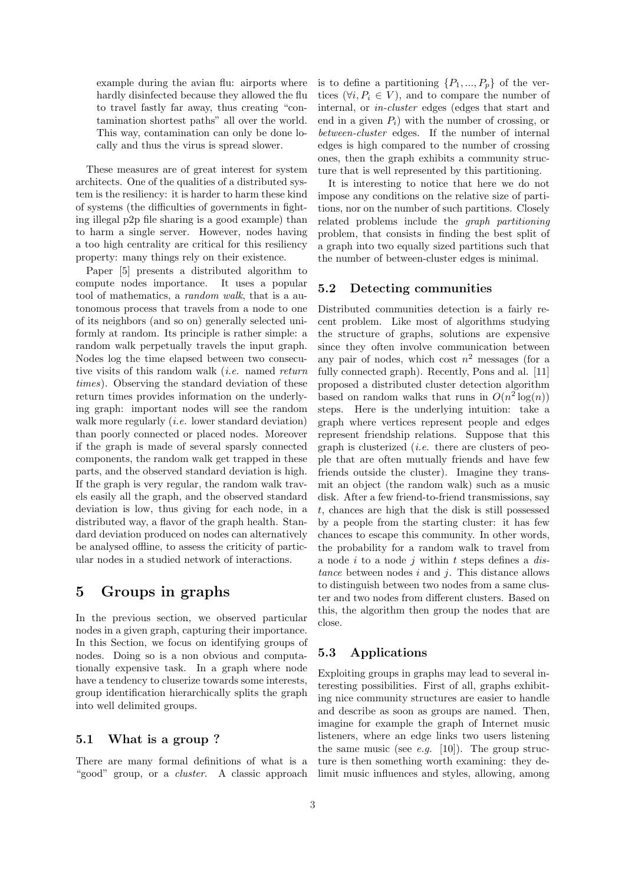example during the avian flu: airports where hardly disinfected because they allowed the flu to travel fastly far away, thus creating "contamination shortest paths" all over the world. This way, contamination can only be done locally and thus the virus is spread slower.

These measures are of great interest for system architects. One of the qualities of a distributed system is the resiliency: it is harder to harm these kind of systems (the difficulties of governments in fighting illegal p2p file sharing is a good example) than to harm a single server. However, nodes having a too high centrality are critical for this resiliency property: many things rely on their existence.

Paper [5] presents a distributed algorithm to compute nodes importance. It uses a popular tool of mathematics, a *random walk*, that is a autonomous process that travels from a node to one of its neighbors (and so on) generally selected uniformly at random. Its principle is rather simple: a random walk perpetually travels the input graph. Nodes log the time elapsed between two consecutive visits of this random walk (*i.e.* named *return times*). Observing the standard deviation of these return times provides information on the underlying graph: important nodes will see the random walk more regularly (*i.e.* lower standard deviation) than poorly connected or placed nodes. Moreover if the graph is made of several sparsly connected components, the random walk get trapped in these parts, and the observed standard deviation is high. If the graph is very regular, the random walk travels easily all the graph, and the observed standard deviation is low, thus giving for each node, in a distributed way, a flavor of the graph health. Standard deviation produced on nodes can alternatively be analysed offline, to assess the criticity of particular nodes in a studied network of interactions.

# 5 Groups in graphs

In the previous section, we observed particular nodes in a given graph, capturing their importance. In this Section, we focus on identifying groups of nodes. Doing so is a non obvious and computationally expensive task. In a graph where node have a tendency to cluserize towards some interests, group identification hierarchically splits the graph into well delimited groups.

## 5.1 What is a group ?

There are many formal definitions of what is a "good" group, or a *cluster*. A classic approach is to define a partitioning $\{P_1, ..., P_p\}$ of the vertices ($\forall i, P_i \in V$), and to compare the number of internal, or *in-cluster* edges (edges that start and end in a given $P_i$) with the number of crossing, or *between-cluster* edges. If the number of internal edges is high compared to the number of crossing ones, then the graph exhibits a community structure that is well represented by this partitioning.

It is interesting to notice that here we do not impose any conditions on the relative size of partitions, nor on the number of such partitions. Closely related problems include the *graph partitioning* problem, that consists in finding the best split of a graph into two equally sized partitions such that the number of between-cluster edges is minimal.

## 5.2 Detecting communities

Distributed communities detection is a fairly recent problem. Like most of algorithms studying the structure of graphs, solutions are expensive since they often involve communication between any pair of nodes, which cost $n^2$ messages (for a fully connected graph). Recently, Pons and al. [11] proposed a distributed cluster detection algorithm based on random walks that runs in $O(n^2 \log(n))$ steps. Here is the underlying intuition: take a graph where vertices represent people and edges represent friendship relations. Suppose that this graph is clusterized (*i.e.* there are clusters of people that are often mutually friends and have few friends outside the cluster). Imagine they transmit an object (the random walk) such as a music disk. After a few friend-to-friend transmissions, say $t$, chances are high that the disk is still possessed by a people from the starting cluster: it has few chances to escape this community. In other words, the probability for a random walk to travel from a node $i$ to a node $j$ within $t$ steps defines a *distance* between nodes $i$ and $j$. This distance allows to distinguish between two nodes from a same cluster and two nodes from different clusters. Based on this, the algorithm then group the nodes that are close.

## 5.3 Applications

Exploiting groups in graphs may lead to several interesting possibilities. First of all, graphs exhibiting nice community structures are easier to handle and describe as soon as groups are named. Then, imagine for example the graph of Internet music listeners, where an edge links two users listening the same music (see *e.g.* [10]). The group structure is then something worth examining: they delimit music influences and styles, allowing, among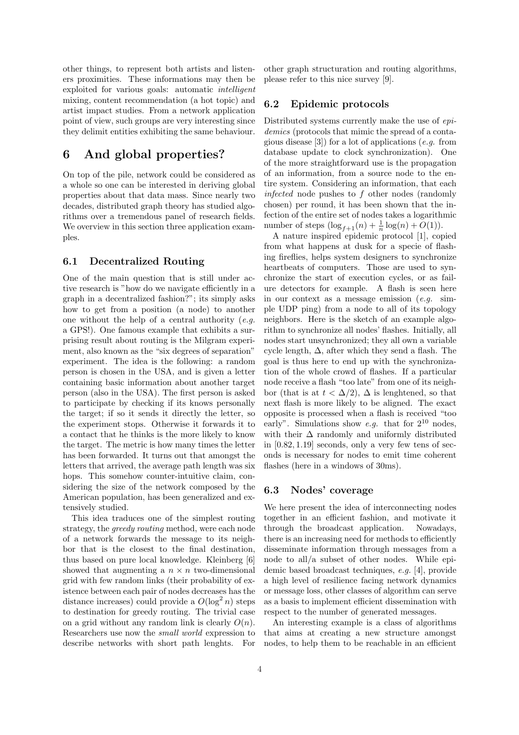other things, to represent both artists and listeners proximities. These informations may then be exploited for various goals: automatic *intelligent* mixing, content recommendation (a hot topic) and artist impact studies. From a network application point of view, such groups are very interesting since they delimit entities exhibiting the same behaviour.

# 6 And global properties?

On top of the pile, network could be considered as a whole so one can be interested in deriving global properties about that data mass. Since nearly two decades, distributed graph theory has studied algorithms over a tremendous panel of research fields. We overview in this section three application examples.

## 6.1 Decentralized Routing

One of the main question that is still under active research is "how do we navigate efficiently in a graph in a decentralized fashion?"; its simply asks how to get from a position (a node) to another one without the help of a central authority (*e.g.* a GPS!). One famous example that exhibits a surprising result about routing is the Milgram experiment, also known as the "six degrees of separation" experiment. The idea is the following: a random person is chosen in the USA, and is given a letter containing basic information about another target person (also in the USA). The first person is asked to participate by checking if its knows personally the target; if so it sends it directly the letter, so the experiment stops. Otherwise it forwards it to a contact that he thinks is the more likely to know the target. The metric is how many times the letter has been forwarded. It turns out that amongst the letters that arrived, the average path length was six hops. This somehow counter-intuitive claim, considering the size of the network composed by the American population, has been generalized and extensively studied.

This idea traduces one of the simplest routing strategy, the *greedy routing* method, were each node of a network forwards the message to its neighbor that is the closest to the final destination, thus based on pure local knowledge. Kleinberg [6] showed that augmenting a $n \times n$ two-dimensional grid with few random links (their probability of existence between each pair of nodes decreases has the distance increases) could provide a $O(\log^2 n)$ steps to destination for greedy routing. The trivial case on a grid without any random link is clearly $O(n)$. Researchers use now the *small world* expression to describe networks with short path lenghts. For other graph structuration and routing algorithms, please refer to this nice survey [9].

## 6.2 Epidemic protocols

Distributed systems currently make the use of *epidemics* (protocols that mimic the spread of a contagious disease [3]) for a lot of applications (*e.g.* from database update to clock synchronization). One of the more straightforward use is the propagation of an information, from a source node to the entire system. Considering an information, that each *infected* node pushes to $f$ other nodes (randomly chosen) per round, it has been shown that the infection of the entire set of nodes takes a logarithmic number of steps ($\log_{f+1}(n) + \frac{1}{n}\log(n) + O(1)$).

A nature inspired epidemic protocol [1], copied from what happens at dusk for a specie of flashing fireflies, helps system designers to synchronize heartbeats of computers. Those are used to synchronize the start of execution cycles, or as failure detectors for example. A flash is seen here in our context as a message emission (*e.g.* simple UDP ping) from a node to all of its topology neighbors. Here is the sketch of an example algorithm to synchronize all nodes' flashes. Initially, all nodes start unsynchronized; they all own a variable cycle length, $\Delta$, after which they send a flash. The goal is thus here to end up with the synchronization of the whole crowd of flashes. If a particular node receive a flash "too late" from one of its neighbor (that is at $t < \Delta/2$), $\Delta$ is lenghtened, so that next flash is more likely to be aligned. The exact opposite is processed when a flash is received "too early". Simulations show *e.g.* that for $2^{10}$ nodes, with their $\Delta$ randomly and uniformly distributed in $[0.82, 1.19]$ seconds, only a very few tens of seconds is necessary for nodes to emit time coherent flashes (here in a windows of 30ms).

## 6.3 Nodes' coverage

We here present the idea of interconnecting nodes together in an efficient fashion, and motivate it through the broadcast application. Nowadays, there is an increasing need for methods to efficiently disseminate information through messages from a node to all/a subset of other nodes. While epidemic based broadcast techniques, *e.g.* [4], provide a high level of resilience facing network dynamics or message loss, other classes of algorithm can serve as a basis to implement efficient dissemination with respect to the number of generated messages.

An interesting example is a class of algorithms that aims at creating a new structure amongst nodes, to help them to be reachable in an efficient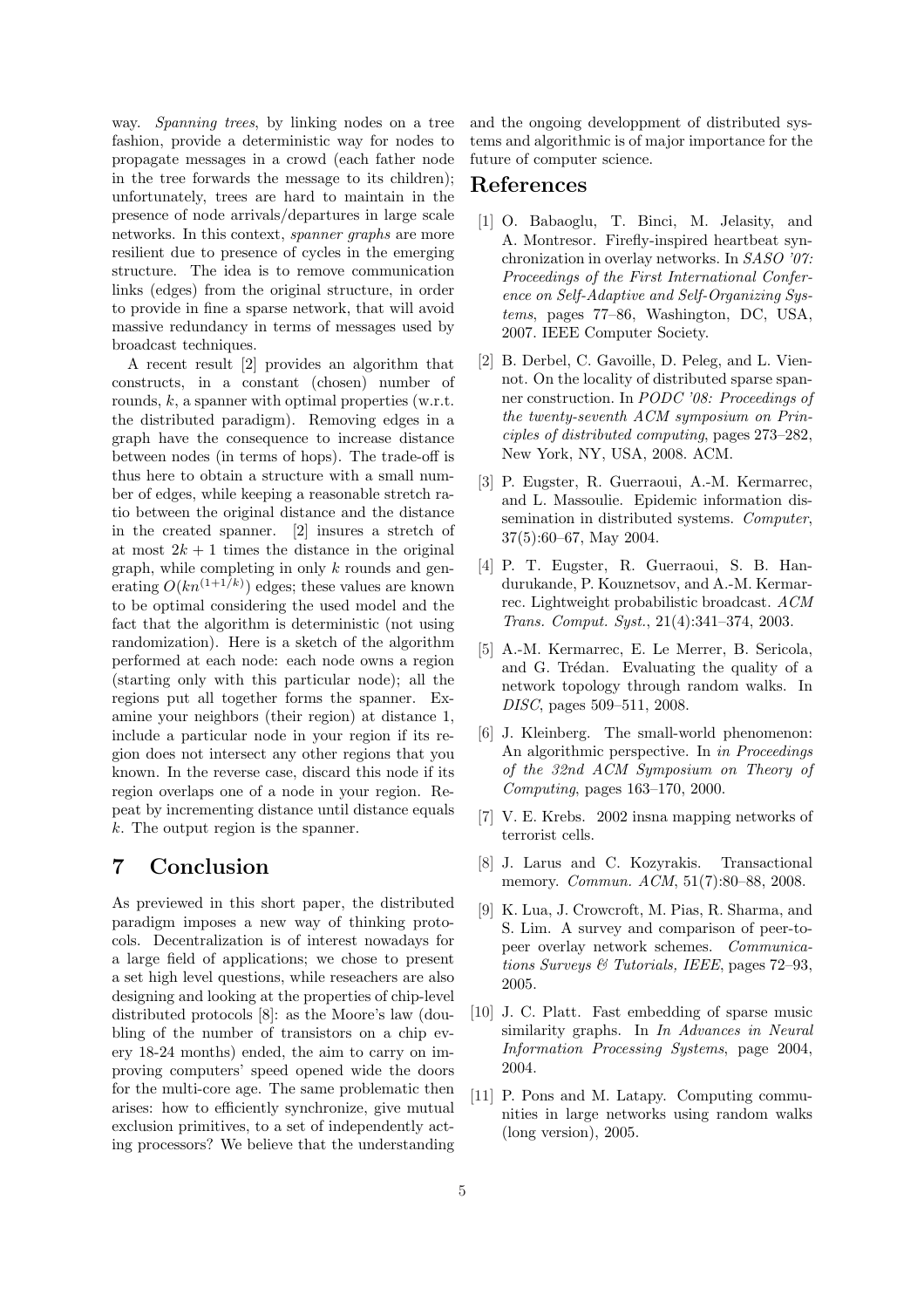way. *Spanning trees*, by linking nodes on a tree fashion, provide a deterministic way for nodes to propagate messages in a crowd (each father node in the tree forwards the message to its children); unfortunately, trees are hard to maintain in the presence of node arrivals/departures in large scale networks. In this context, *spanner graphs* are more resilient due to presence of cycles in the emerging structure. The idea is to remove communication links (edges) from the original structure, in order to provide in fine a sparse network, that will avoid massive redundancy in terms of messages used by broadcast techniques.

A recent result [2] provides an algorithm that constructs, in a constant (chosen) number of rounds, $k$, a spanner with optimal properties (w.r.t. the distributed paradigm). Removing edges in a graph have the consequence to increase distance between nodes (in terms of hops). The trade-off is thus here to obtain a structure with a small number of edges, while keeping a reasonable stretch ratio between the original distance and the distance in the created spanner. [2] insures a stretch of at most $2k + 1$ times the distance in the original graph, while completing in only $k$ rounds and generating $O(kn^{(1+1/k)})$ edges; these values are known to be optimal considering the used model and the fact that the algorithm is deterministic (not using randomization). Here is a sketch of the algorithm performed at each node: each node owns a region (starting only with this particular node); all the regions put all together forms the spanner. Examine your neighbors (their region) at distance 1, include a particular node in your region if its region does not intersect any other regions that you known. In the reverse case, discard this node if its region overlaps one of a node in your region. Repeat by incrementing distance until distance equals $k$. The output region is the spanner.

## 7 Conclusion

As previewed in this short paper, the distributed paradigm imposes a new way of thinking protocols. Decentralization is of interest nowadays for a large field of applications; we chose to present a set high level questions, while reseachers are also designing and looking at the properties of chip-level distributed protocols [8]: as the Moore's law (doubling of the number of transistors on a chip every 18-24 months) ended, the aim to carry on improving computers' speed opened wide the doors for the multi-core age. The same problematic then arises: how to efficiently synchronize, give mutual exclusion primitives, to a set of independently acting processors? We believe that the understanding and the ongoing developpment of distributed systems and algorithmic is of major importance for the future of computer science.

## References

[1] O. Babaoglu, T. Binci, M. Jelasity, and A. Montresor. Firefly-inspired heartbeat synchronization in overlay networks. In *SASO '07: Proceedings of the First International Conference on Self-Adaptive and Self-Organizing Systems*, pages 77–86, Washington, DC, USA, 2007. IEEE Computer Society.

[2] B. Derbel, C. Gavoille, D. Peleg, and L. Viennot. On the locality of distributed sparse spanner construction. In *PODC '08: Proceedings of the twenty-seventh ACM symposium on Principles of distributed computing*, pages 273–282, New York, NY, USA, 2008. ACM.

[3] P. Eugster, R. Guerraoui, A.-M. Kermarrec, and L. Massoulie. Epidemic information dissemination in distributed systems. *Computer*, 37(5):60–67, May 2004.

[4] P. T. Eugster, R. Guerraoui, S. B. Handurukande, P. Kouznetsov, and A.-M. Kermarrec. Lightweight probabilistic broadcast. *ACM Trans. Comput. Syst.*, 21(4):341–374, 2003.

[5] A.-M. Kermarrec, E. Le Merrer, B. Sericola, and G. Trédan. Evaluating the quality of a network topology through random walks. In *DISC*, pages 509–511, 2008.

[6] J. Kleinberg. The small-world phenomenon: An algorithmic perspective. In *in Proceedings of the 32nd ACM Symposium on Theory of Computing*, pages 163–170, 2000.

[7] V. E. Krebs. 2002 insna mapping networks of terrorist cells.

[8] J. Larus and C. Kozyrakis. Transactional memory. *Commun. ACM*, 51(7):80–88, 2008.

[9] K. Lua, J. Crowcroft, M. Pias, R. Sharma, and S. Lim. A survey and comparison of peer-to-peer overlay network schemes. *Communications Surveys & Tutorials, IEEE*, pages 72–93, 2005.

[10] J. C. Platt. Fast embedding of sparse music similarity graphs. In *In Advances in Neural Information Processing Systems*, page 2004, 2004.

[11] P. Pons and M. Latapy. Computing communities in large networks using random walks (long version), 2005.